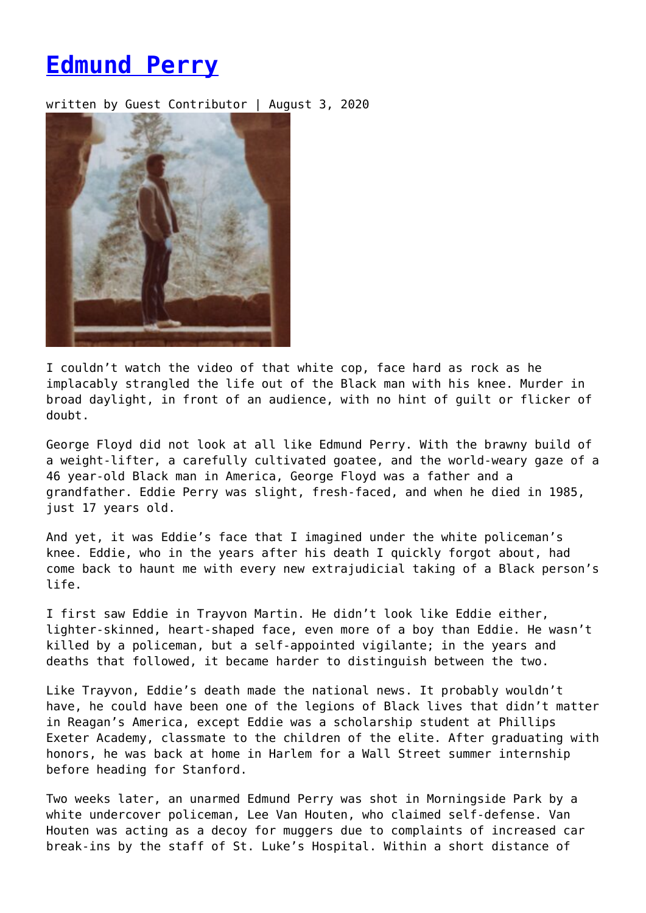# Edmund Perry

written by Guest Contributor | August 3, 2020

I couldn't watch the video of that white cop, face hard as rock as he implacably strangled the life out of the Black man with his knee. Murder in broad daylight, in front of an audience, with no hint of guilt or flicker of doubt.

George Floyd did not look at all like Edmund Perry. With the brawny build of a weight-lifter, a carefully cultivated goatee, and the world-weary gaze of a 46 year-old Black man in America, George Floyd was a father and a grandfather. Eddie Perry was slight, fresh-faced, and when he died in 1985, just 17 years old.

And yet, it was Eddie's face that I imagined under the white policeman's knee. Eddie, who in the years after his death I quickly forgot about, had come back to haunt me with every new extrajudicial taking of a Black person's life.

I first saw Eddie in Trayvon Martin. He didn't look like Eddie either, lighter-skinned, heart-shaped face, even more of a boy than Eddie. He wasn't killed by a policeman, but a self-appointed vigilante; in the years and deaths that followed, it became harder to distinguish between the two.

Like Trayvon, Eddie's death made the national news. It probably wouldn't have, he could have been one of the legions of Black lives that didn't matter in Reagan's America, except Eddie was a scholarship student at Phillips Exeter Academy, classmate to the children of the elite. After graduating with honors, he was back at home in Harlem for a Wall Street summer internship before heading for Stanford.

Two weeks later, an unarmed Edmund Perry was shot in Morningside Park by a white undercover policeman, Lee Van Houten, who claimed self-defense. Van Houten was acting as a decoy for muggers due to complaints of increased car break-ins by the staff of St. Luke's Hospital. Within a short distance of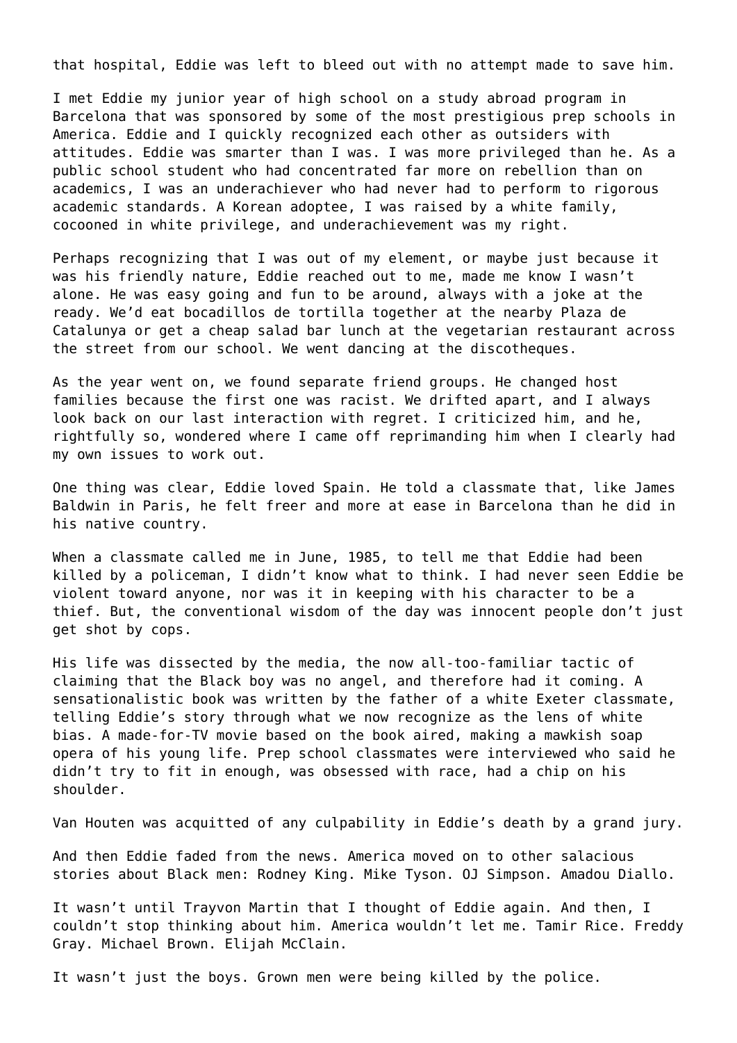that hospital, Eddie was left to bleed out with no attempt made to save him.

I met Eddie my junior year of high school on a study abroad program in Barcelona that was sponsored by some of the most prestigious prep schools in America. Eddie and I quickly recognized each other as outsiders with attitudes. Eddie was smarter than I was. I was more privileged than he. As a public school student who had concentrated far more on rebellion than on academics, I was an underachiever who had never had to perform to rigorous academic standards. A Korean adoptee, I was raised by a white family, cocooned in white privilege, and underachievement was my right.

Perhaps recognizing that I was out of my element, or maybe just because it was his friendly nature, Eddie reached out to me, made me know I wasn't alone. He was easy going and fun to be around, always with a joke at the ready. We'd eat bocadillos de tortilla together at the nearby Plaza de Catalunya or get a cheap salad bar lunch at the vegetarian restaurant across the street from our school. We went dancing at the discotheques.

As the year went on, we found separate friend groups. He changed host families because the first one was racist. We drifted apart, and I always look back on our last interaction with regret. I criticized him, and he, rightfully so, wondered where I came off reprimanding him when I clearly had my own issues to work out.

One thing was clear, Eddie loved Spain. He told a classmate that, like James Baldwin in Paris, he felt freer and more at ease in Barcelona than he did in his native country.

When a classmate called me in June, 1985, to tell me that Eddie had been killed by a policeman, I didn't know what to think. I had never seen Eddie be violent toward anyone, nor was it in keeping with his character to be a thief. But, the conventional wisdom of the day was innocent people don't just get shot by cops.

His life was dissected by the media, the now all-too-familiar tactic of claiming that the Black boy was no angel, and therefore had it coming. A sensationalistic book was written by the father of a white Exeter classmate, telling Eddie's story through what we now recognize as the lens of white bias. A made-for-TV movie based on the book aired, making a mawkish soap opera of his young life. Prep school classmates were interviewed who said he didn't try to fit in enough, was obsessed with race, had a chip on his shoulder.

Van Houten was acquitted of any culpability in Eddie's death by a grand jury.

And then Eddie faded from the news. America moved on to other salacious stories about Black men: Rodney King. Mike Tyson. OJ Simpson. Amadou Diallo.

It wasn't until Trayvon Martin that I thought of Eddie again. And then, I couldn't stop thinking about him. America wouldn't let me. Tamir Rice. Freddy Gray. Michael Brown. Elijah McClain.

It wasn't just the boys. Grown men were being killed by the police.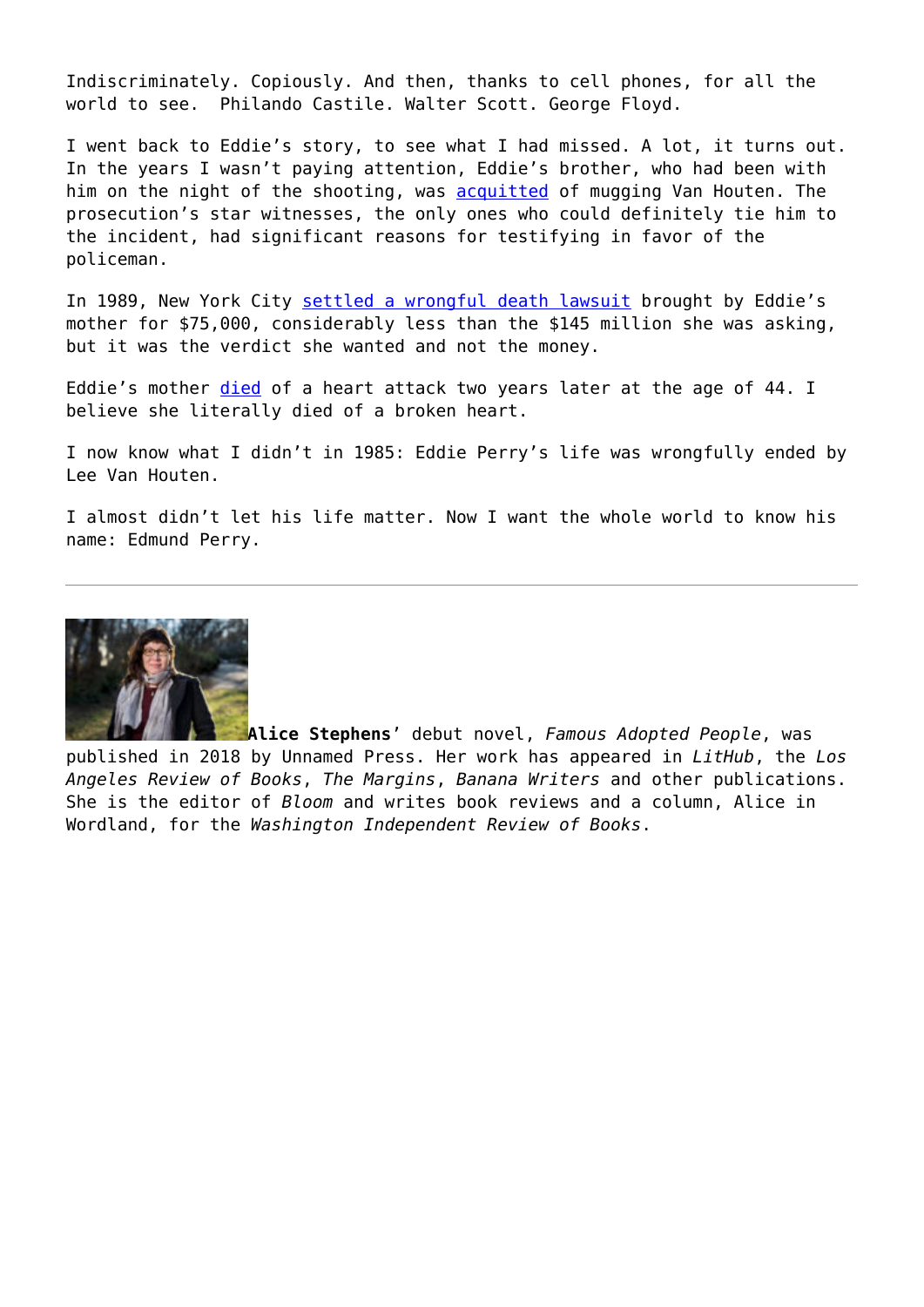Indiscriminately. Copiously. And then, thanks to cell phones, for all the world to see.  Philando Castile. Walter Scott. George Floyd.

I went back to Eddie's story, to see what I had missed. A lot, it turns out. In the years I wasn't paying attention, Eddie's brother, who had been with him on the night of the shooting, was acquitted of mugging Van Houten. The prosecution's star witnesses, the only ones who could definitely tie him to the incident, had significant reasons for testifying in favor of the policeman.

In 1989, New York City settled a wrongful death lawsuit brought by Eddie's mother for $75,000, considerably less than the $145 million she was asking, but it was the verdict she wanted and not the money.

Eddie's mother died of a heart attack two years later at the age of 44. I believe she literally died of a broken heart.

I now know what I didn't in 1985: Eddie Perry's life was wrongfully ended by Lee Van Houten.

I almost didn't let his life matter. Now I want the whole world to know his name: Edmund Perry.

---

**Alice Stephens**' debut novel, *Famous Adopted People*, was published in 2018 by Unnamed Press. Her work has appeared in *LitHub*, the *Los Angeles Review of Books*, *The Margins*, *Banana Writers* and other publications. She is the editor of *Bloom* and writes book reviews and a column, Alice in Wordland, for the *Washington Independent Review of Books*.